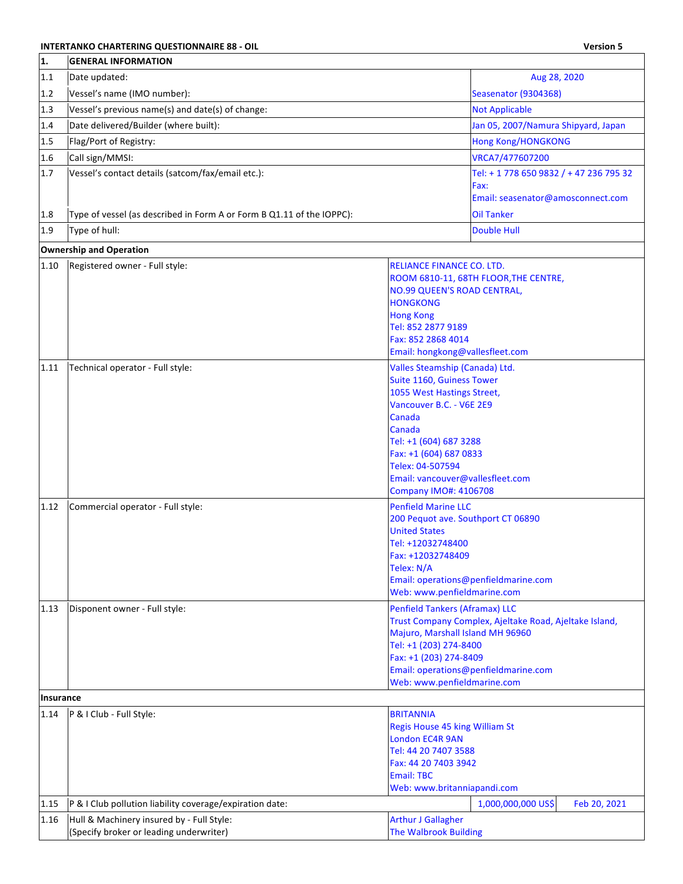**INTERTANKO CHARTERING QUESTIONNAIRE 88 - OIL** **Version 5**

| 1. | GENERAL INFORMATION | | |
|---|---|---|---|
| 1.1 | Date updated: | Aug 28, 2020 | |
| 1.2 | Vessel's name (IMO number): | Seasenator (9304368) | |
| 1.3 | Vessel's previous name(s) and date(s) of change: | Not Applicable | |
| 1.4 | Date delivered/Builder (where built): | Jan 05, 2007/Namura Shipyard, Japan | |
| 1.5 | Flag/Port of Registry: | Hong Kong/HONGKONG | |
| 1.6 | Call sign/MMSI: | VRCA7/477607200 | |
| 1.7 | Vessel's contact details (satcom/fax/email etc.): | Tel: + 1 778 650 9832 / + 47 236 795 32<br>Fax:<br>Email: seasenator@amosconnect.com | |
| 1.8 | Type of vessel (as described in Form A or Form B Q1.11 of the IOPPC): | Oil Tanker | |
| 1.9 | Type of hull: | Double Hull | |
| **Ownership and Operation** | | | |
| 1.10 | Registered owner - Full style: | RELIANCE FINANCE CO. LTD.<br>ROOM 6810-11, 68TH FLOOR,THE CENTRE,<br>NO.99 QUEEN'S ROAD CENTRAL,<br>HONGKONG<br>Hong Kong<br>Tel: 852 2877 9189<br>Fax: 852 2868 4014<br>Email: hongkong@vallesfleet.com | |
| 1.11 | Technical operator - Full style: | Valles Steamship (Canada) Ltd.<br>Suite 1160, Guiness Tower<br>1055 West Hastings Street,<br>Vancouver B.C. - V6E 2E9<br>Canada<br>Canada<br>Tel: +1 (604) 687 3288<br>Fax: +1 (604) 687 0833<br>Telex: 04-507594<br>Email: vancouver@vallesfleet.com<br>Company IMO#: 4106708 | |
| 1.12 | Commercial operator - Full style: | Penfield Marine LLC<br>200 Pequot ave. Southport CT 06890<br>United States<br>Tel: +12032748400<br>Fax: +12032748409<br>Telex: N/A<br>Email: operations@penfieldmarine.com<br>Web: www.penfieldmarine.com | |
| 1.13 | Disponent owner - Full style: | Penfield Tankers (Aframax) LLC<br>Trust Company Complex, Ajeltake Road, Ajeltake Island,<br>Majuro, Marshall Island MH 96960<br>Tel: +1 (203) 274-8400<br>Fax: +1 (203) 274-8409<br>Email: operations@penfieldmarine.com<br>Web: www.penfieldmarine.com | |
| **Insurance** | | | |
| 1.14 | P & I Club - Full Style: | BRITANNIA<br>Regis House 45 king William St<br>London EC4R 9AN<br>Tel: 44 20 7407 3588<br>Fax: 44 20 7403 3942<br>Email: TBC<br>Web: www.britanniapandi.com | |
| 1.15 | P & I Club pollution liability coverage/expiration date: | 1,000,000,000 US$ | Feb 20, 2021 |
| 1.16 | Hull & Machinery insured by - Full Style:<br>(Specify broker or leading underwriter) | Arthur J Gallagher<br>The Walbrook Building | |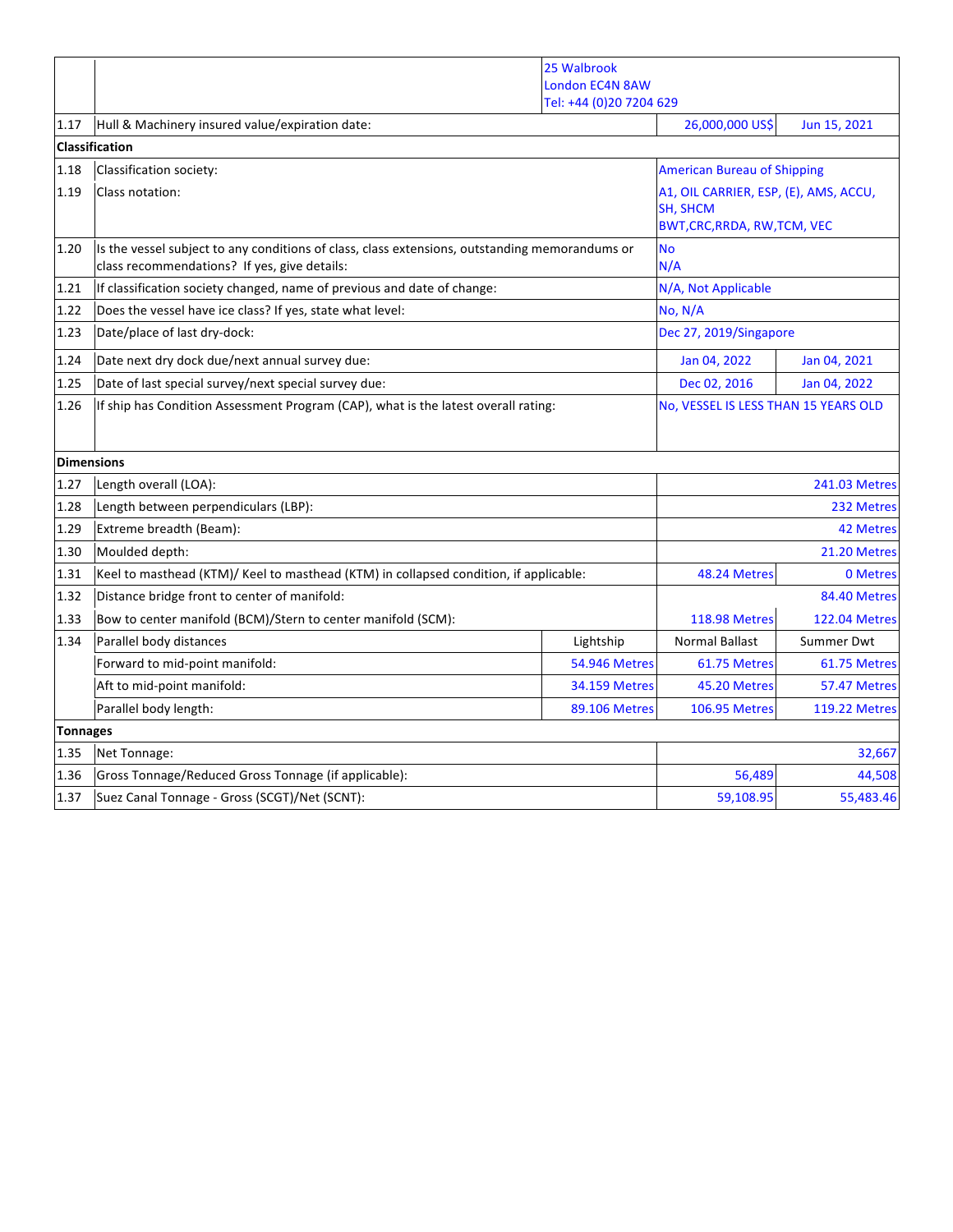| | | | | |
|---|---|---|---|---|
| | | 25 Walbrook<br>London EC4N 8AW<br>Tel: +44 (0)20 7204 629 | | |
| 1.17 | Hull & Machinery insured value/expiration date: | | 26,000,000 US$ | Jun 15, 2021 |
| **Classification** | | | | |
| 1.18 | Classification society: | | American Bureau of Shipping | |
| 1.19 | Class notation: | | A1, OIL CARRIER, ESP, (E), AMS, ACCU, SH, SHCM<br>BWT,CRC,RRDA, RW,TCM, VEC | |
| 1.20 | Is the vessel subject to any conditions of class, class extensions, outstanding memorandums or class recommendations? If yes, give details: | | No<br>N/A | |
| 1.21 | If classification society changed, name of previous and date of change: | | N/A, Not Applicable | |
| 1.22 | Does the vessel have ice class? If yes, state what level: | | No, N/A | |
| 1.23 | Date/place of last dry-dock: | | Dec 27, 2019/Singapore | |
| 1.24 | Date next dry dock due/next annual survey due: | | Jan 04, 2022 | Jan 04, 2021 |
| 1.25 | Date of last special survey/next special survey due: | | Dec 02, 2016 | Jan 04, 2022 |
| 1.26 | If ship has Condition Assessment Program (CAP), what is the latest overall rating: | | No, VESSEL IS LESS THAN 15 YEARS OLD | |
| **Dimensions** | | | | |
| 1.27 | Length overall (LOA): | | | 241.03 Metres |
| 1.28 | Length between perpendiculars (LBP): | | | 232 Metres |
| 1.29 | Extreme breadth (Beam): | | | 42 Metres |
| 1.30 | Moulded depth: | | | 21.20 Metres |
| 1.31 | Keel to masthead (KTM)/ Keel to masthead (KTM) in collapsed condition, if applicable: | | 48.24 Metres | 0 Metres |
| 1.32 | Distance bridge front to center of manifold: | | | 84.40 Metres |
| 1.33 | Bow to center manifold (BCM)/Stern to center manifold (SCM): | | 118.98 Metres | 122.04 Metres |
| 1.34 | Parallel body distances | Lightship | Normal Ballast | Summer Dwt |
| | Forward to mid-point manifold: | 54.946 Metres | 61.75 Metres | 61.75 Metres |
| | Aft to mid-point manifold: | 34.159 Metres | 45.20 Metres | 57.47 Metres |
| | Parallel body length: | 89.106 Metres | 106.95 Metres | 119.22 Metres |
| **Tonnages** | | | | |
| 1.35 | Net Tonnage: | | | 32,667 |
| 1.36 | Gross Tonnage/Reduced Gross Tonnage (if applicable): | | 56,489 | 44,508 |
| 1.37 | Suez Canal Tonnage - Gross (SCGT)/Net (SCNT): | | 59,108.95 | 55,483.46 |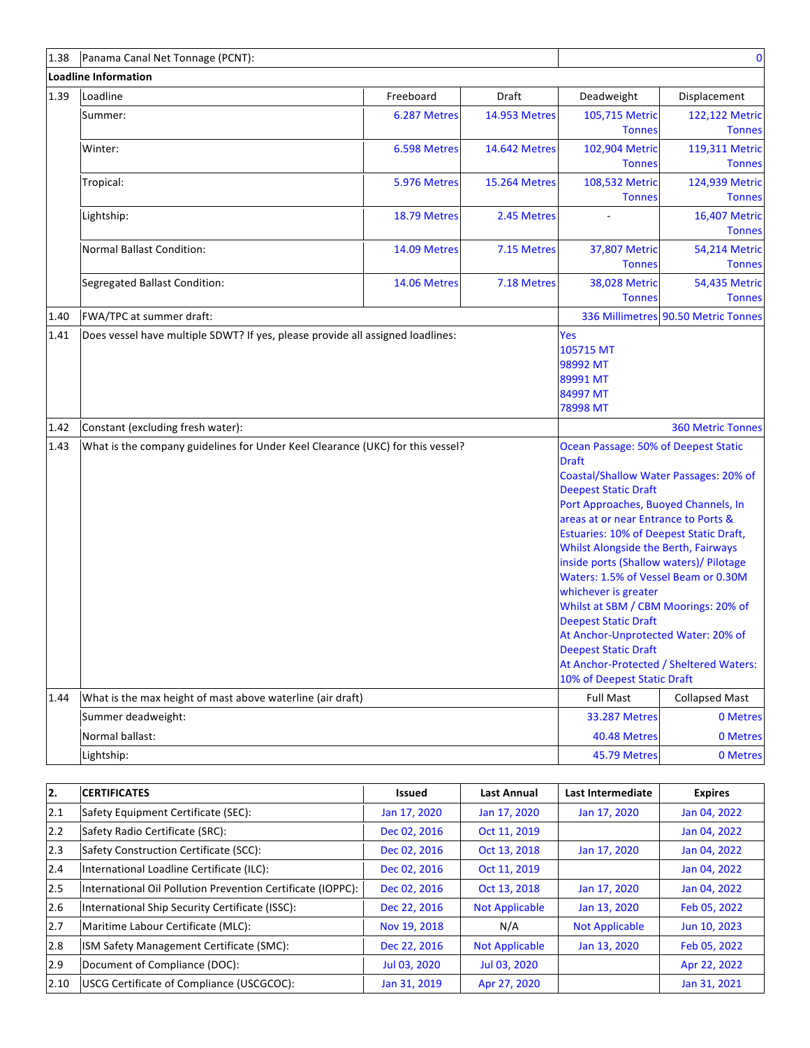| 1.38 | Panama Canal Net Tonnage (PCNT): | | | | 0 |
|---|---|---|---|---|---|
| **Loadline Information** | | | | | |
| 1.39 | Loadline | Freeboard | Draft | Deadweight | Displacement |
| | Summer: | 6.287 Metres | 14.953 Metres | 105,715 Metric Tonnes | 122,122 Metric Tonnes |
| | Winter: | 6.598 Metres | 14.642 Metres | 102,904 Metric Tonnes | 119,311 Metric Tonnes |
| | Tropical: | 5.976 Metres | 15.264 Metres | 108,532 Metric Tonnes | 124,939 Metric Tonnes |
| | Lightship: | 18.79 Metres | 2.45 Metres | - | 16,407 Metric Tonnes |
| | Normal Ballast Condition: | 14.09 Metres | 7.15 Metres | 37,807 Metric Tonnes | 54,214 Metric Tonnes |
| | Segregated Ballast Condition: | 14.06 Metres | 7.18 Metres | 38,028 Metric Tonnes | 54,435 Metric Tonnes |
| 1.40 | FWA/TPC at summer draft: | | | 336 Millimetres | 90.50 Metric Tonnes |
| 1.41 | Does vessel have multiple SDWT? If yes, please provide all assigned loadlines: | | | Yes<br>105715 MT<br>98992 MT<br>89991 MT<br>84997 MT<br>78998 MT | |
| 1.42 | Constant (excluding fresh water): | | | | 360 Metric Tonnes |
| 1.43 | What is the company guidelines for Under Keel Clearance (UKC) for this vessel? | | | Ocean Passage: 50% of Deepest Static Draft<br>Coastal/Shallow Water Passages: 20% of Deepest Static Draft<br>Port Approaches, Buoyed Channels, In areas at or near Entrance to Ports & Estuaries: 10% of Deepest Static Draft,<br>Whilst Alongside the Berth, Fairways inside ports (Shallow waters)/ Pilotage Waters: 1.5% of Vessel Beam or 0.30M whichever is greater<br>Whilst at SBM / CBM Moorings: 20% of Deepest Static Draft<br>At Anchor-Unprotected Water: 20% of Deepest Static Draft<br>At Anchor-Protected / Sheltered Waters: 10% of Deepest Static Draft | |
| 1.44 | What is the max height of mast above waterline (air draft) | | | Full Mast | Collapsed Mast |
| | Summer deadweight: | | | 33.287 Metres | 0 Metres |
| | Normal ballast: | | | 40.48 Metres | 0 Metres |
| | Lightship: | | | 45.79 Metres | 0 Metres |

| 2. | CERTIFICATES | Issued | Last Annual | Last Intermediate | Expires |
|---|---|---|---|---|---|
| 2.1 | Safety Equipment Certificate (SEC): | Jan 17, 2020 | Jan 17, 2020 | Jan 17, 2020 | Jan 04, 2022 |
| 2.2 | Safety Radio Certificate (SRC): | Dec 02, 2016 | Oct 11, 2019 | | Jan 04, 2022 |
| 2.3 | Safety Construction Certificate (SCC): | Dec 02, 2016 | Oct 13, 2018 | Jan 17, 2020 | Jan 04, 2022 |
| 2.4 | International Loadline Certificate (ILC): | Dec 02, 2016 | Oct 11, 2019 | | Jan 04, 2022 |
| 2.5 | International Oil Pollution Prevention Certificate (IOPPC): | Dec 02, 2016 | Oct 13, 2018 | Jan 17, 2020 | Jan 04, 2022 |
| 2.6 | International Ship Security Certificate (ISSC): | Dec 22, 2016 | Not Applicable | Jan 13, 2020 | Feb 05, 2022 |
| 2.7 | Maritime Labour Certificate (MLC): | Nov 19, 2018 | N/A | Not Applicable | Jun 10, 2023 |
| 2.8 | ISM Safety Management Certificate (SMC): | Dec 22, 2016 | Not Applicable | Jan 13, 2020 | Feb 05, 2022 |
| 2.9 | Document of Compliance (DOC): | Jul 03, 2020 | Jul 03, 2020 | | Apr 22, 2022 |
| 2.10 | USCG Certificate of Compliance (USCGCOC): | Jan 31, 2019 | Apr 27, 2020 | | Jan 31, 2021 |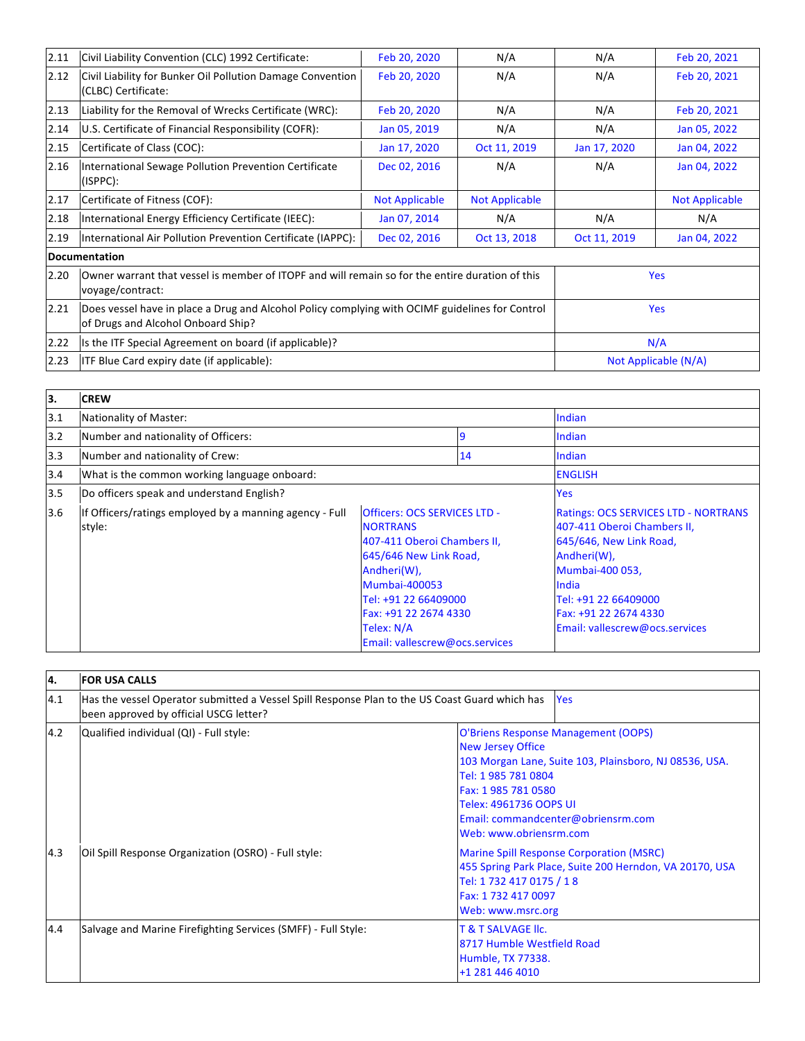| | | | | | |
|---|---|---|---|---|---|
| 2.11 | Civil Liability Convention (CLC) 1992 Certificate: | Feb 20, 2020 | N/A | N/A | Feb 20, 2021 |
| 2.12 | Civil Liability for Bunker Oil Pollution Damage Convention (CLBC) Certificate: | Feb 20, 2020 | N/A | N/A | Feb 20, 2021 |
| 2.13 | Liability for the Removal of Wrecks Certificate (WRC): | Feb 20, 2020 | N/A | N/A | Feb 20, 2021 |
| 2.14 | U.S. Certificate of Financial Responsibility (COFR): | Jan 05, 2019 | N/A | N/A | Jan 05, 2022 |
| 2.15 | Certificate of Class (COC): | Jan 17, 2020 | Oct 11, 2019 | Jan 17, 2020 | Jan 04, 2022 |
| 2.16 | International Sewage Pollution Prevention Certificate (ISPPC): | Dec 02, 2016 | N/A | N/A | Jan 04, 2022 |
| 2.17 | Certificate of Fitness (COF): | Not Applicable | Not Applicable | | Not Applicable |
| 2.18 | International Energy Efficiency Certificate (IEEC): | Jan 07, 2014 | N/A | N/A | N/A |
| 2.19 | International Air Pollution Prevention Certificate (IAPPC): | Dec 02, 2016 | Oct 13, 2018 | Oct 11, 2019 | Jan 04, 2022 |

| | **Documentation** | |
|---|---|---|
| 2.20 | Owner warrant that vessel is member of ITOPF and will remain so for the entire duration of this voyage/contract: | Yes |
| 2.21 | Does vessel have in place a Drug and Alcohol Policy complying with OCIMF guidelines for Control of Drugs and Alcohol Onboard Ship? | Yes |
| 2.22 | Is the ITF Special Agreement on board (if applicable)? | N/A |
| 2.23 | ITF Blue Card expiry date (if applicable): | Not Applicable (N/A) |

| **3.** | **CREW** | | |
|---|---|---|---|
| 3.1 | Nationality of Master: | | Indian |
| 3.2 | Number and nationality of Officers: | 9 | Indian |
| 3.3 | Number and nationality of Crew: | 14 | Indian |
| 3.4 | What is the common working language onboard: | | ENGLISH |
| 3.5 | Do officers speak and understand English? | | Yes |
| 3.6 | If Officers/ratings employed by a manning agency - Full style: | Officers: OCS SERVICES LTD - NORTRANS<br>407-411 Oberoi Chambers II,<br>645/646 New Link Road,<br>Andheri(W),<br>Mumbai-400053<br>Tel: +91 22 66409000<br>Fax: +91 22 2674 4330<br>Telex: N/A<br>Email: vallescrew@ocs.services | Ratings: OCS SERVICES LTD - NORTRANS<br>407-411 Oberoi Chambers II,<br>645/646, New Link Road,<br>Andheri(W),<br>Mumbai-400 053,<br>India<br>Tel: +91 22 66409000<br>Fax: +91 22 2674 4330<br>Email: vallescrew@ocs.services |

| **4.** | **FOR USA CALLS** | |
|---|---|---|
| 4.1 | Has the vessel Operator submitted a Vessel Spill Response Plan to the US Coast Guard which has been approved by official USCG letter? | Yes |
| 4.2 | Qualified individual (QI) - Full style: | O'Briens Response Management (OOPS)<br>New Jersey Office<br>103 Morgan Lane, Suite 103, Plainsboro, NJ 08536, USA.<br>Tel: 1 985 781 0804<br>Fax: 1 985 781 0580<br>Telex: 4961736 OOPS UI<br>Email: commandcenter@obriensrm.com<br>Web: www.obriensrm.com |
| 4.3 | Oil Spill Response Organization (OSRO) - Full style: | Marine Spill Response Corporation (MSRC)<br>455 Spring Park Place, Suite 200 Herndon, VA 20170, USA<br>Tel: 1 732 417 0175 / 1 8<br>Fax: 1 732 417 0097<br>Web: www.msrc.org |
| 4.4 | Salvage and Marine Firefighting Services (SMFF) - Full Style: | T & T SALVAGE llc.<br>8717 Humble Westfield Road<br>Humble, TX 77338.<br>+1 281 446 4010 |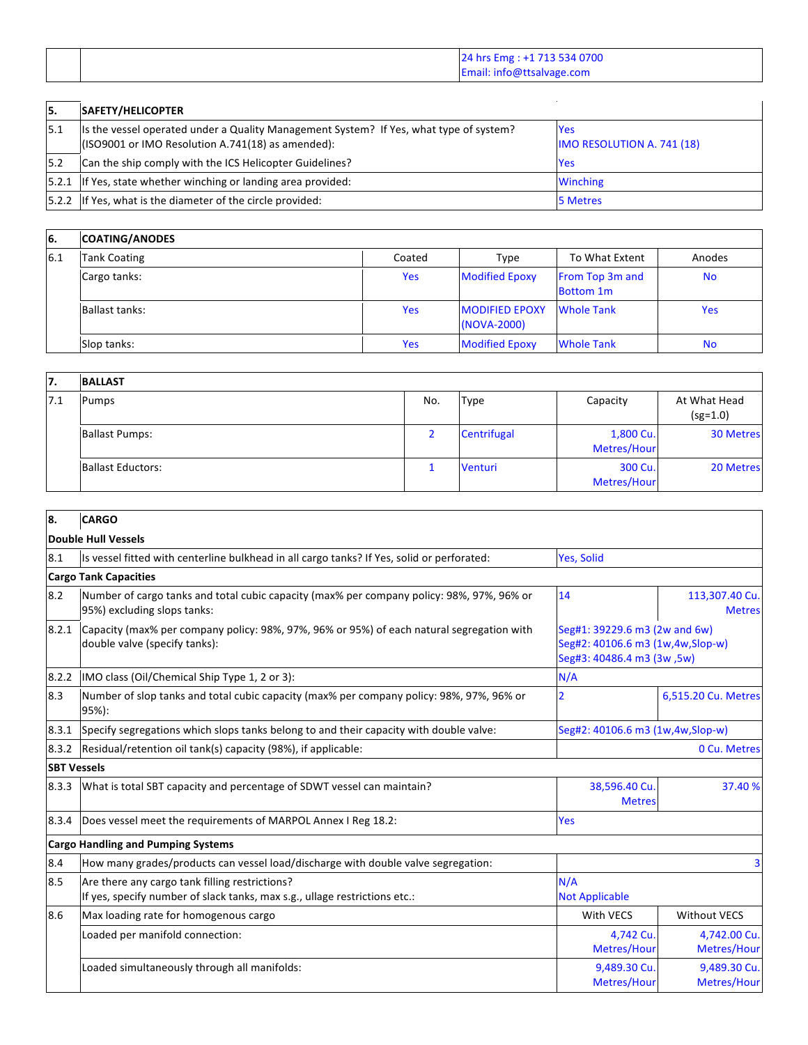| | | 24 hrs Emg : +1 713 534 0700<br>Email: info@ttsalvage.com |
|---|---|---|

| 5. | SAFETY/HELICOPTER | |
|---|---|---|
| 5.1 | Is the vessel operated under a Quality Management System? If Yes, what type of system? (ISO9001 or IMO Resolution A.741(18) as amended): | Yes<br>IMO RESOLUTION A. 741 (18) |
| 5.2 | Can the ship comply with the ICS Helicopter Guidelines? | Yes |
| 5.2.1 | If Yes, state whether winching or landing area provided: | Winching |
| 5.2.2 | If Yes, what is the diameter of the circle provided: | 5 Metres |

| 6. | COATING/ANODES | | | | |
|---|---|---|---|---|---|
| 6.1 | Tank Coating | Coated | Type | To What Extent | Anodes |
| | Cargo tanks: | Yes | Modified Epoxy | From Top 3m and Bottom 1m | No |
| | Ballast tanks: | Yes | MODIFIED EPOXY (NOVA-2000) | Whole Tank | Yes |
| | Slop tanks: | Yes | Modified Epoxy | Whole Tank | No |

| 7. | BALLAST | | | | |
|---|---|---|---|---|---|
| 7.1 | Pumps | No. | Type | Capacity | At What Head (sg=1.0) |
| | Ballast Pumps: | 2 | Centrifugal | 1,800 Cu. Metres/Hour | 30 Metres |
| | Ballast Eductors: | 1 | Venturi | 300 Cu. Metres/Hour | 20 Metres |

| 8. | CARGO | | |
|---|---|---|---|
| **Double Hull Vessels** | | | |
| 8.1 | Is vessel fitted with centerline bulkhead in all cargo tanks? If Yes, solid or perforated: | Yes, Solid | |
| **Cargo Tank Capacities** | | | |
| 8.2 | Number of cargo tanks and total cubic capacity (max% per company policy: 98%, 97%, 96% or 95%) excluding slops tanks: | 14 | 113,307.40 Cu. Metres |
| 8.2.1 | Capacity (max% per company policy: 98%, 97%, 96% or 95%) of each natural segregation with double valve (specify tanks): | Seg#1: 39229.6 m3 (2w and 6w)<br>Seg#2: 40106.6 m3 (1w,4w,Slop-w)<br>Seg#3: 40486.4 m3 (3w ,5w) | |
| 8.2.2 | IMO class (Oil/Chemical Ship Type 1, 2 or 3): | N/A | |
| 8.3 | Number of slop tanks and total cubic capacity (max% per company policy: 98%, 97%, 96% or 95%): | 2 | 6,515.20 Cu. Metres |
| 8.3.1 | Specify segregations which slops tanks belong to and their capacity with double valve: | Seg#2: 40106.6 m3 (1w,4w,Slop-w) | |
| 8.3.2 | Residual/retention oil tank(s) capacity (98%), if applicable: | | 0 Cu. Metres |
| **SBT Vessels** | | | |
| 8.3.3 | What is total SBT capacity and percentage of SDWT vessel can maintain? | 38,596.40 Cu. Metres | 37.40 % |
| 8.3.4 | Does vessel meet the requirements of MARPOL Annex I Reg 18.2: | Yes | |
| **Cargo Handling and Pumping Systems** | | | |
| 8.4 | How many grades/products can vessel load/discharge with double valve segregation: | | 3 |
| 8.5 | Are there any cargo tank filling restrictions?<br>If yes, specify number of slack tanks, max s.g., ullage restrictions etc.: | N/A<br>Not Applicable | |
| 8.6 | Max loading rate for homogenous cargo | With VECS | Without VECS |
| | Loaded per manifold connection: | 4,742 Cu. Metres/Hour | 4,742.00 Cu. Metres/Hour |
| | Loaded simultaneously through all manifolds: | 9,489.30 Cu. Metres/Hour | 9,489.30 Cu. Metres/Hour |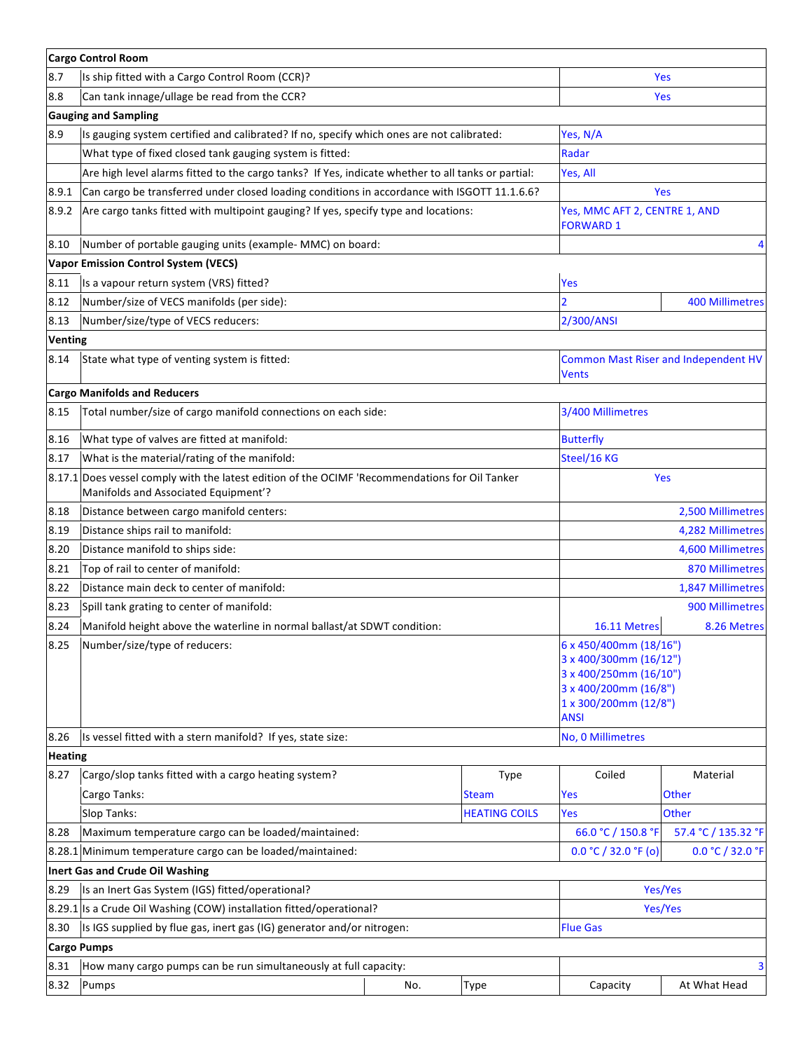| | | | | | |
|---|---|---|---|---|---|
| **Cargo Control Room** | | | | | |
| 8.7 | Is ship fitted with a Cargo Control Room (CCR)? | | | Yes | |
| 8.8 | Can tank innage/ullage be read from the CCR? | | | Yes | |
| **Gauging and Sampling** | | | | | |
| 8.9 | Is gauging system certified and calibrated? If no, specify which ones are not calibrated: | | | Yes, N/A | |
| | What type of fixed closed tank gauging system is fitted: | | | Radar | |
| | Are high level alarms fitted to the cargo tanks? If Yes, indicate whether to all tanks or partial: | | | Yes, All | |
| 8.9.1 | Can cargo be transferred under closed loading conditions in accordance with ISGOTT 11.1.6.6? | | | Yes | |
| 8.9.2 | Are cargo tanks fitted with multipoint gauging? If yes, specify type and locations: | | | Yes, MMC AFT 2, CENTRE 1, AND FORWARD 1 | |
| 8.10 | Number of portable gauging units (example- MMC) on board: | | | | 4 |
| **Vapor Emission Control System (VECS)** | | | | | |
| 8.11 | Is a vapour return system (VRS) fitted? | | | Yes | |
| 8.12 | Number/size of VECS manifolds (per side): | | | 2 | 400 Millimetres |
| 8.13 | Number/size/type of VECS reducers: | | | 2/300/ANSI | |
| **Venting** | | | | | |
| 8.14 | State what type of venting system is fitted: | | | Common Mast Riser and Independent HV Vents | |
| **Cargo Manifolds and Reducers** | | | | | |
| 8.15 | Total number/size of cargo manifold connections on each side: | | | 3/400 Millimetres | |
| 8.16 | What type of valves are fitted at manifold: | | | Butterfly | |
| 8.17 | What is the material/rating of the manifold: | | | Steel/16 KG | |
| 8.17.1 | Does vessel comply with the latest edition of the OCIMF 'Recommendations for Oil Tanker Manifolds and Associated Equipment'? | | | Yes | |
| 8.18 | Distance between cargo manifold centers: | | | | 2,500 Millimetres |
| 8.19 | Distance ships rail to manifold: | | | | 4,282 Millimetres |
| 8.20 | Distance manifold to ships side: | | | | 4,600 Millimetres |
| 8.21 | Top of rail to center of manifold: | | | | 870 Millimetres |
| 8.22 | Distance main deck to center of manifold: | | | | 1,847 Millimetres |
| 8.23 | Spill tank grating to center of manifold: | | | | 900 Millimetres |
| 8.24 | Manifold height above the waterline in normal ballast/at SDWT condition: | | | 16.11 Metres | 8.26 Metres |
| 8.25 | Number/size/type of reducers: | | | 6 x 450/400mm (18/16")<br>3 x 400/300mm (16/12")<br>3 x 400/250mm (16/10")<br>3 x 400/200mm (16/8")<br>1 x 300/200mm (12/8")<br>ANSI | |
| 8.26 | Is vessel fitted with a stern manifold? If yes, state size: | | | No, 0 Millimetres | |
| **Heating** | | | | | |
| 8.27 | Cargo/slop tanks fitted with a cargo heating system? | | Type | Coiled | Material |
| | Cargo Tanks: | | Steam | Yes | Other |
| | Slop Tanks: | | HEATING COILS | Yes | Other |
| 8.28 | Maximum temperature cargo can be loaded/maintained: | | | 66.0 °C / 150.8 °F | 57.4 °C / 135.32 °F |
| 8.28.1 | Minimum temperature cargo can be loaded/maintained: | | | 0.0 °C / 32.0 °F (o) | 0.0 °C / 32.0 °F |
| **Inert Gas and Crude Oil Washing** | | | | | |
| 8.29 | Is an Inert Gas System (IGS) fitted/operational? | | | Yes/Yes | |
| 8.29.1 | Is a Crude Oil Washing (COW) installation fitted/operational? | | | Yes/Yes | |
| 8.30 | Is IGS supplied by flue gas, inert gas (IG) generator and/or nitrogen: | | | Flue Gas | |
| **Cargo Pumps** | | | | | |
| 8.31 | How many cargo pumps can be run simultaneously at full capacity: | | | | 3 |
| 8.32 | Pumps | No. | Type | Capacity | At What Head |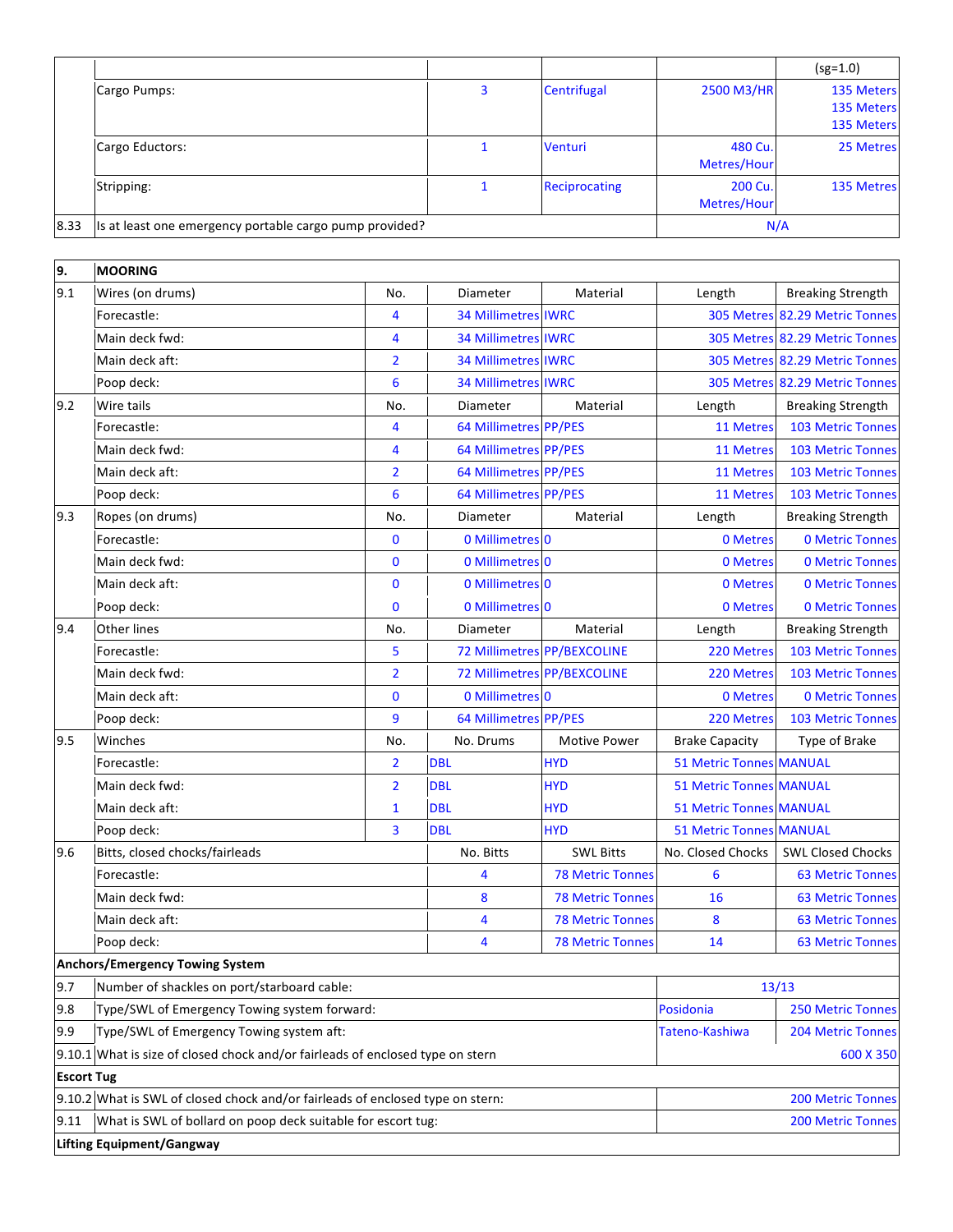| | | | | | (sg=1.0) |
|---|---|---|---|---|---|
| | Cargo Pumps: | 3 | Centrifugal | 2500 M3/HR | 135 Meters<br>135 Meters<br>135 Meters |
| | Cargo Eductors: | 1 | Venturi | 480 Cu. Metres/Hour | 25 Metres |
| | Stripping: | 1 | Reciprocating | 200 Cu. Metres/Hour | 135 Metres |
| 8.33 | Is at least one emergency portable cargo pump provided? | | | N/A | |

| 9. | MOORING | | | | | |
|---|---|---|---|---|---|---|
| 9.1 | Wires (on drums) | No. | Diameter | Material | Length | Breaking Strength |
| | Forecastle: | 4 | 34 Millimetres | IWRC | 305 Metres | 82.29 Metric Tonnes |
| | Main deck fwd: | 4 | 34 Millimetres | IWRC | 305 Metres | 82.29 Metric Tonnes |
| | Main deck aft: | 2 | 34 Millimetres | IWRC | 305 Metres | 82.29 Metric Tonnes |
| | Poop deck: | 6 | 34 Millimetres | IWRC | 305 Metres | 82.29 Metric Tonnes |
| 9.2 | Wire tails | No. | Diameter | Material | Length | Breaking Strength |
| | Forecastle: | 4 | 64 Millimetres | PP/PES | 11 Metres | 103 Metric Tonnes |
| | Main deck fwd: | 4 | 64 Millimetres | PP/PES | 11 Metres | 103 Metric Tonnes |
| | Main deck aft: | 2 | 64 Millimetres | PP/PES | 11 Metres | 103 Metric Tonnes |
| | Poop deck: | 6 | 64 Millimetres | PP/PES | 11 Metres | 103 Metric Tonnes |
| 9.3 | Ropes (on drums) | No. | Diameter | Material | Length | Breaking Strength |
| | Forecastle: | 0 | 0 Millimetres | 0 | 0 Metres | 0 Metric Tonnes |
| | Main deck fwd: | 0 | 0 Millimetres | 0 | 0 Metres | 0 Metric Tonnes |
| | Main deck aft: | 0 | 0 Millimetres | 0 | 0 Metres | 0 Metric Tonnes |
| | Poop deck: | 0 | 0 Millimetres | 0 | 0 Metres | 0 Metric Tonnes |
| 9.4 | Other lines | No. | Diameter | Material | Length | Breaking Strength |
| | Forecastle: | 5 | 72 Millimetres | PP/BEXCOLINE | 220 Metres | 103 Metric Tonnes |
| | Main deck fwd: | 2 | 72 Millimetres | PP/BEXCOLINE | 220 Metres | 103 Metric Tonnes |
| | Main deck aft: | 0 | 0 Millimetres | 0 | 0 Metres | 0 Metric Tonnes |
| | Poop deck: | 9 | 64 Millimetres | PP/PES | 220 Metres | 103 Metric Tonnes |
| 9.5 | Winches | No. | No. Drums | Motive Power | Brake Capacity | Type of Brake |
| | Forecastle: | 2 | DBL | HYD | 51 Metric Tonnes | MANUAL |
| | Main deck fwd: | 2 | DBL | HYD | 51 Metric Tonnes | MANUAL |
| | Main deck aft: | 1 | DBL | HYD | 51 Metric Tonnes | MANUAL |
| | Poop deck: | 3 | DBL | HYD | 51 Metric Tonnes | MANUAL |
| 9.6 | Bitts, closed chocks/fairleads | | No. Bitts | SWL Bitts | No. Closed Chocks | SWL Closed Chocks |
| | Forecastle: | | 4 | 78 Metric Tonnes | 6 | 63 Metric Tonnes |
| | Main deck fwd: | | 8 | 78 Metric Tonnes | 16 | 63 Metric Tonnes |
| | Main deck aft: | | 4 | 78 Metric Tonnes | 8 | 63 Metric Tonnes |
| | Poop deck: | | 4 | 78 Metric Tonnes | 14 | 63 Metric Tonnes |
| **Anchors/Emergency Towing System** | | | | | | |
| 9.7 | Number of shackles on port/starboard cable: | | | | 13/13 | |
| 9.8 | Type/SWL of Emergency Towing system forward: | | | | Posidonia | 250 Metric Tonnes |
| 9.9 | Type/SWL of Emergency Towing system aft: | | | | Tateno-Kashiwa | 204 Metric Tonnes |
| 9.10.1 | What is size of closed chock and/or fairleads of enclosed type on stern | | | | | 600 X 350 |
| **Escort Tug** | | | | | | |
| 9.10.2 | What is SWL of closed chock and/or fairleads of enclosed type on stern: | | | | | 200 Metric Tonnes |
| 9.11 | What is SWL of bollard on poop deck suitable for escort tug: | | | | | 200 Metric Tonnes |
| **Lifting Equipment/Gangway** | | | | | | |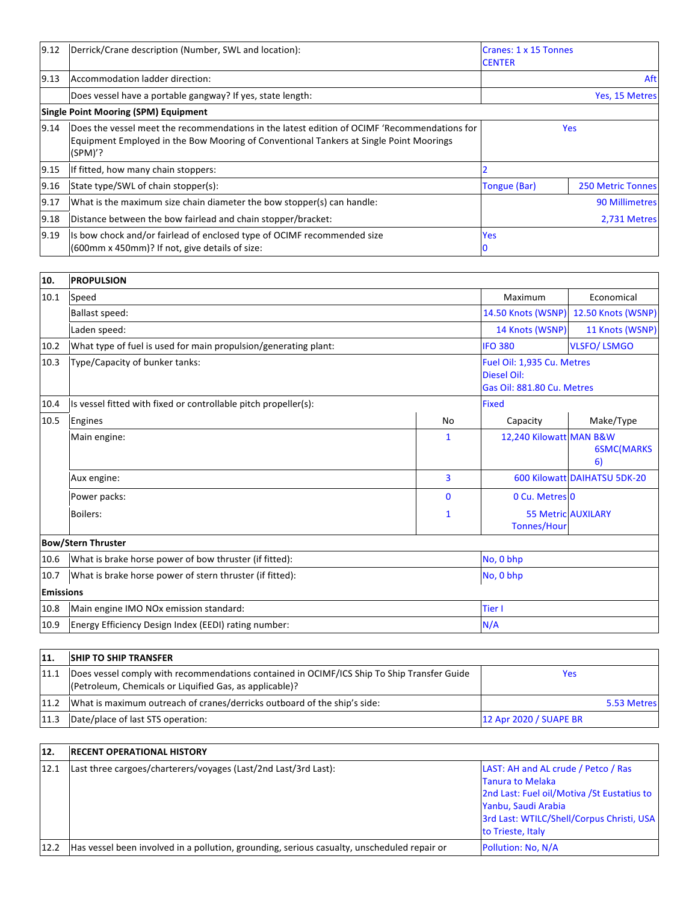| | | | |
|---|---|---|---|
| 9.12 | Derrick/Crane description (Number, SWL and location): | Cranes: 1 x 15 Tonnes CENTER | |
| 9.13 | Accommodation ladder direction: | Aft | |
| | Does vessel have a portable gangway? If yes, state length: | Yes, 15 Metres | |
| **Single Point Mooring (SPM) Equipment** | | | |
| 9.14 | Does the vessel meet the recommendations in the latest edition of OCIMF 'Recommendations for Equipment Employed in the Bow Mooring of Conventional Tankers at Single Point Moorings (SPM)'? | Yes | |
| 9.15 | If fitted, how many chain stoppers: | 2 | |
| 9.16 | State type/SWL of chain stopper(s): | Tongue (Bar) | 250 Metric Tonnes |
| 9.17 | What is the maximum size chain diameter the bow stopper(s) can handle: | 90 Millimetres | |
| 9.18 | Distance between the bow fairlead and chain stopper/bracket: | 2,731 Metres | |
| 9.19 | Is bow chock and/or fairlead of enclosed type of OCIMF recommended size (600mm x 450mm)? If not, give details of size: | Yes<br>0 | |

| 10. | PROPULSION | | | |
|---|---|---|---|---|
| 10.1 | Speed | | Maximum | Economical |
| | Ballast speed: | | 14.50 Knots (WSNP) | 12.50 Knots (WSNP) |
| | Laden speed: | | 14 Knots (WSNP) | 11 Knots (WSNP) |
| 10.2 | What type of fuel is used for main propulsion/generating plant: | | IFO 380 | VLSFO/ LSMGO |
| 10.3 | Type/Capacity of bunker tanks: | | Fuel Oil: 1,935 Cu. Metres<br>Diesel Oil:<br>Gas Oil: 881.80 Cu. Metres | |
| 10.4 | Is vessel fitted with fixed or controllable pitch propeller(s): | | Fixed | |
| 10.5 | Engines | No | Capacity | Make/Type |
| | Main engine: | 1 | 12,240 Kilowatt | MAN B&W 6SMC(MARKS 6) |
| | Aux engine: | 3 | 600 Kilowatt | DAIHATSU 5DK-20 |
| | Power packs: | 0 | 0 Cu. Metres | 0 |
| | Boilers: | 1 | 55 Metric Tonnes/Hour | AUXILARY |
| **Bow/Stern Thruster** | | | | |
| 10.6 | What is brake horse power of bow thruster (if fitted): | | No, 0 bhp | |
| 10.7 | What is brake horse power of stern thruster (if fitted): | | No, 0 bhp | |
| **Emissions** | | | | |
| 10.8 | Main engine IMO NOx emission standard: | | Tier I | |
| 10.9 | Energy Efficiency Design Index (EEDI) rating number: | | N/A | |

| 11. | SHIP TO SHIP TRANSFER | |
|---|---|---|
| 11.1 | Does vessel comply with recommendations contained in OCIMF/ICS Ship To Ship Transfer Guide (Petroleum, Chemicals or Liquified Gas, as applicable)? | Yes |
| 11.2 | What is maximum outreach of cranes/derricks outboard of the ship's side: | 5.53 Metres |
| 11.3 | Date/place of last STS operation: | 12 Apr 2020 / SUAPE BR |

| 12. | RECENT OPERATIONAL HISTORY | |
|---|---|---|
| 12.1 | Last three cargoes/charterers/voyages (Last/2nd Last/3rd Last): | LAST: AH and AL crude / Petco / Ras Tanura to Melaka<br>2nd Last: Fuel oil/Motiva /St Eustatius to Yanbu, Saudi Arabia<br>3rd Last: WTILC/Shell/Corpus Christi, USA to Trieste, Italy |
| 12.2 | Has vessel been involved in a pollution, grounding, serious casualty, unscheduled repair or | Pollution: No, N/A |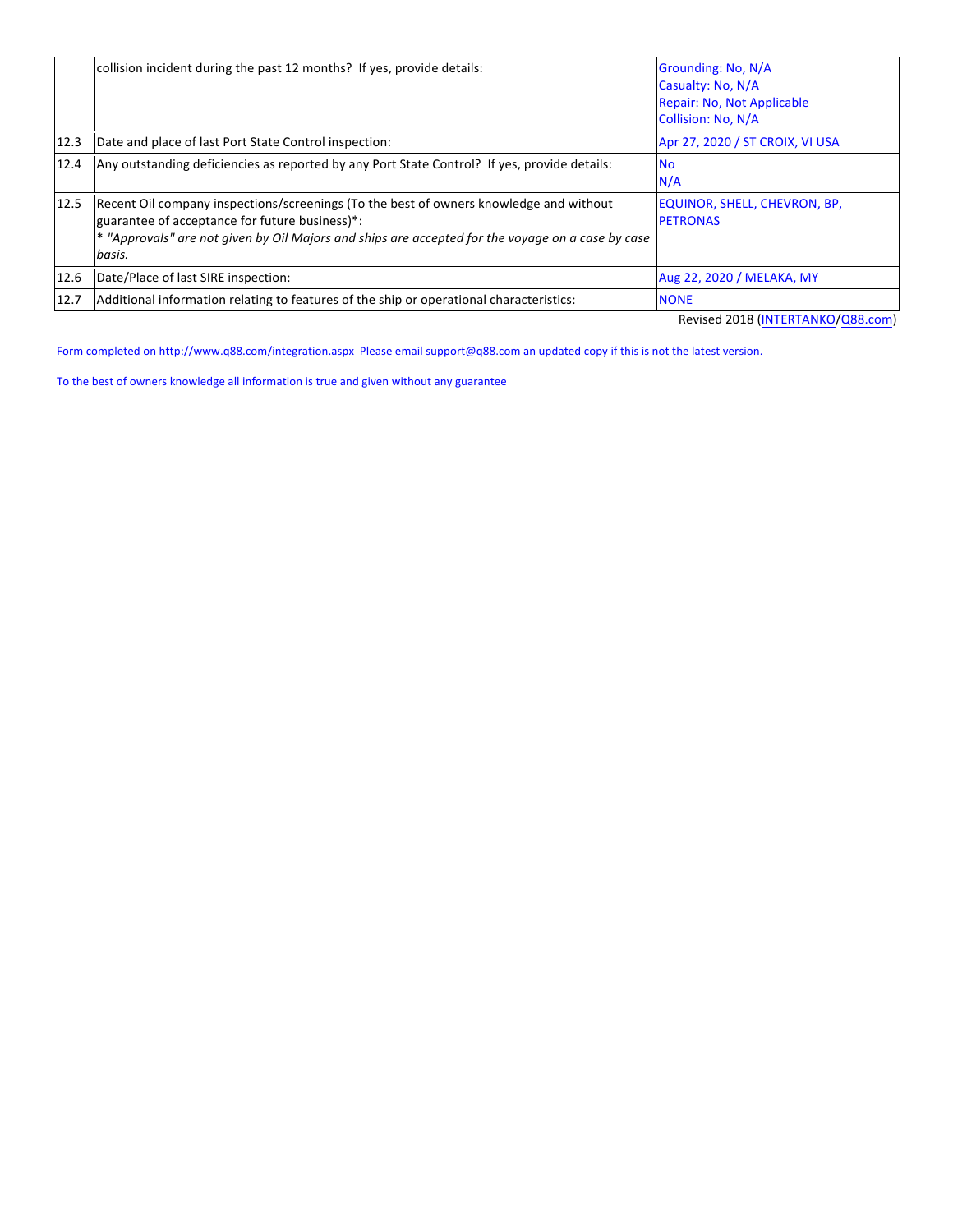| | | |
|---|---|---|
| | collision incident during the past 12 months? If yes, provide details: | Grounding: No, N/A<br>Casualty: No, N/A<br>Repair: No, Not Applicable<br>Collision: No, N/A |
| 12.3 | Date and place of last Port State Control inspection: | Apr 27, 2020 / ST CROIX, VI USA |
| 12.4 | Any outstanding deficiencies as reported by any Port State Control? If yes, provide details: | No<br>N/A |
| 12.5 | Recent Oil company inspections/screenings (To the best of owners knowledge and without guarantee of acceptance for future business)*:<br>*\* "Approvals" are not given by Oil Majors and ships are accepted for the voyage on a case by case basis.* | EQUINOR, SHELL, CHEVRON, BP, PETRONAS |
| 12.6 | Date/Place of last SIRE inspection: | Aug 22, 2020 / MELAKA, MY |
| 12.7 | Additional information relating to features of the ship or operational characteristics: | NONE |

Revised 2018 (INTERTANKO/Q88.com)

Form completed on http://www.q88.com/integration.aspx Please email support@q88.com an updated copy if this is not the latest version.

To the best of owners knowledge all information is true and given without any guarantee